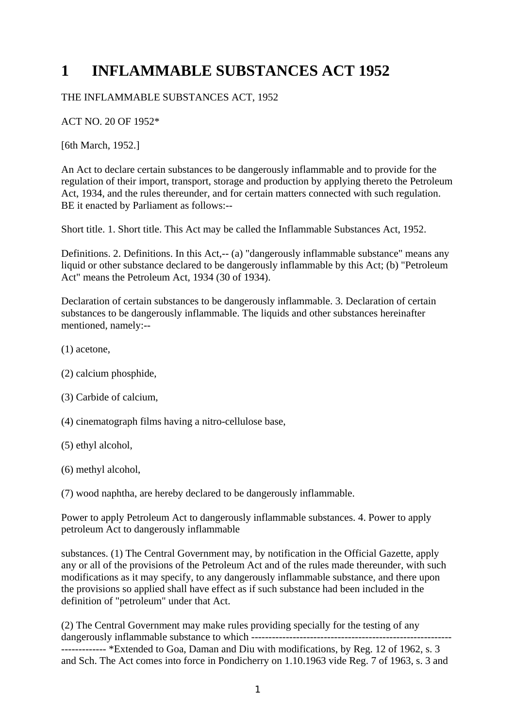# 1 INFLAMMABLE SUBSTANCES ACT 1952

THE INFLAMMABLE SUBSTANCES ACT, 1952

ACT NO. 20 OF 1952*

[6th March, 1952.]

An Act to declare certain substances to be dangerously inflammable and to provide for the regulation of their import, transport, storage and production by applying thereto the Petroleum Act, 1934, and the rules thereunder, and for certain matters connected with such regulation. BE it enacted by Parliament as follows:--

Short title. 1. Short title. This Act may be called the Inflammable Substances Act, 1952.

Definitions. 2. Definitions. In this Act,-- (a) "dangerously inflammable substance" means any liquid or other substance declared to be dangerously inflammable by this Act; (b) "Petroleum Act" means the Petroleum Act, 1934 (30 of 1934).

Declaration of certain substances to be dangerously inflammable. 3. Declaration of certain substances to be dangerously inflammable. The liquids and other substances hereinafter mentioned, namely:--

(1) acetone,

(2) calcium phosphide,

(3) Carbide of calcium,

(4) cinematograph films having a nitro-cellulose base,

(5) ethyl alcohol,

(6) methyl alcohol,

(7) wood naphtha, are hereby declared to be dangerously inflammable.

Power to apply Petroleum Act to dangerously inflammable substances. 4. Power to apply petroleum Act to dangerously inflammable

substances. (1) The Central Government may, by notification in the Official Gazette, apply any or all of the provisions of the Petroleum Act and of the rules made thereunder, with such modifications as it may specify, to any dangerously inflammable substance, and there upon the provisions so applied shall have effect as if such substance had been included in the definition of "petroleum" under that Act.

(2) The Central Government may make rules providing specially for the testing of any dangerously inflammable substance to which ---------------------------------------------------------------------- *Extended to Goa, Daman and Diu with modifications, by Reg. 12 of 1962, s. 3 and Sch. The Act comes into force in Pondicherry on 1.10.1963 vide Reg. 7 of 1963, s. 3 and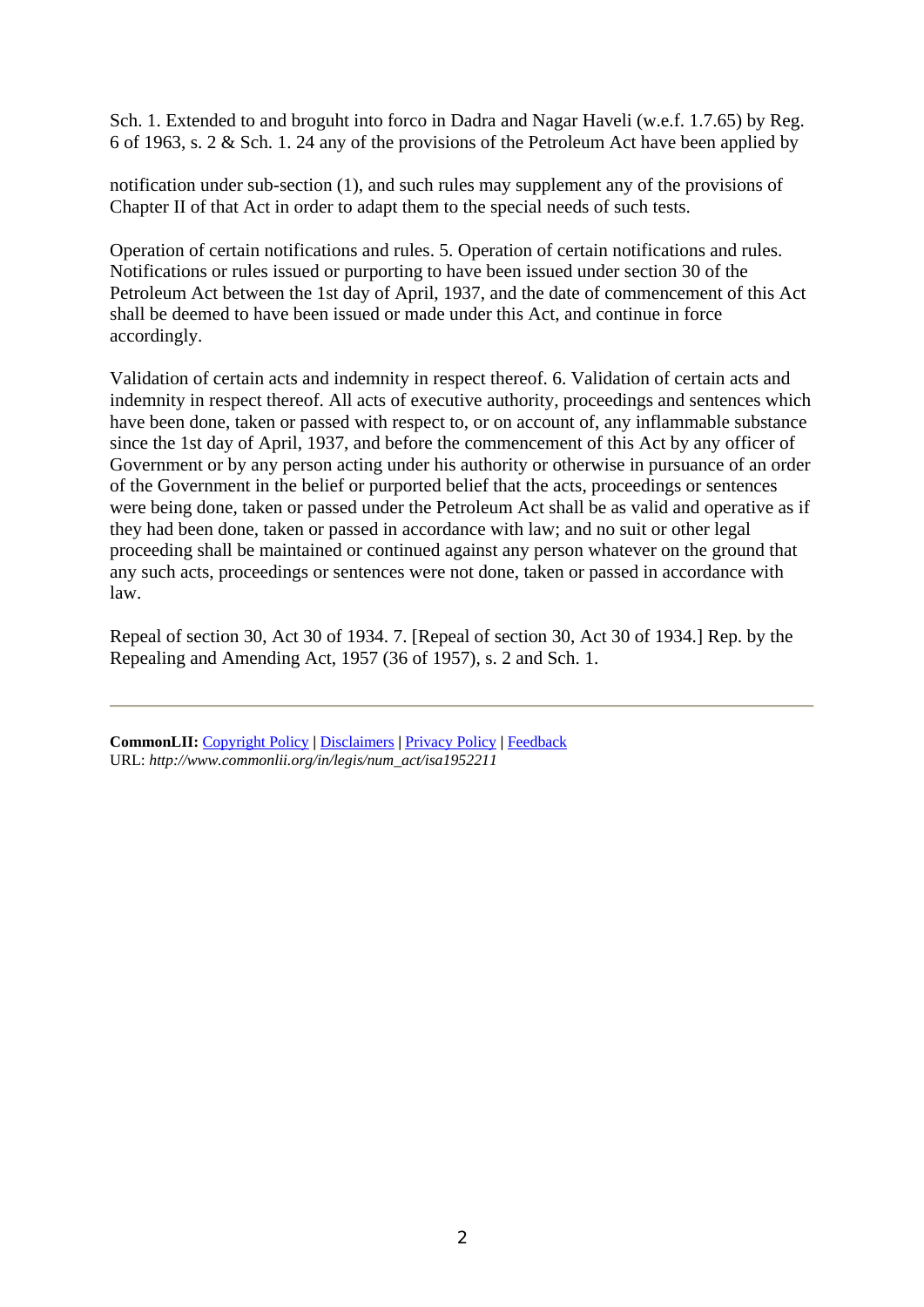Sch. 1. Extended to and broguht into forco in Dadra and Nagar Haveli (w.e.f. 1.7.65) by Reg. 6 of 1963, s. 2 & Sch. 1. 24 any of the provisions of the Petroleum Act have been applied by

notification under sub-section (1), and such rules may supplement any of the provisions of Chapter II of that Act in order to adapt them to the special needs of such tests.

Operation of certain notifications and rules. 5. Operation of certain notifications and rules. Notifications or rules issued or purporting to have been issued under section 30 of the Petroleum Act between the 1st day of April, 1937, and the date of commencement of this Act shall be deemed to have been issued or made under this Act, and continue in force accordingly.

Validation of certain acts and indemnity in respect thereof. 6. Validation of certain acts and indemnity in respect thereof. All acts of executive authority, proceedings and sentences which have been done, taken or passed with respect to, or on account of, any inflammable substance since the 1st day of April, 1937, and before the commencement of this Act by any officer of Government or by any person acting under his authority or otherwise in pursuance of an order of the Government in the belief or purported belief that the acts, proceedings or sentences were being done, taken or passed under the Petroleum Act shall be as valid and operative as if they had been done, taken or passed in accordance with law; and no suit or other legal proceeding shall be maintained or continued against any person whatever on the ground that any such acts, proceedings or sentences were not done, taken or passed in accordance with law.

Repeal of section 30, Act 30 of 1934. 7. [Repeal of section 30, Act 30 of 1934.] Rep. by the Repealing and Amending Act, 1957 (36 of 1957), s. 2 and Sch. 1.

---

**CommonLII:** Copyright Policy | Disclaimers | Privacy Policy | Feedback
URL: *http://www.commonlii.org/in/legis/num_act/isa1952211*